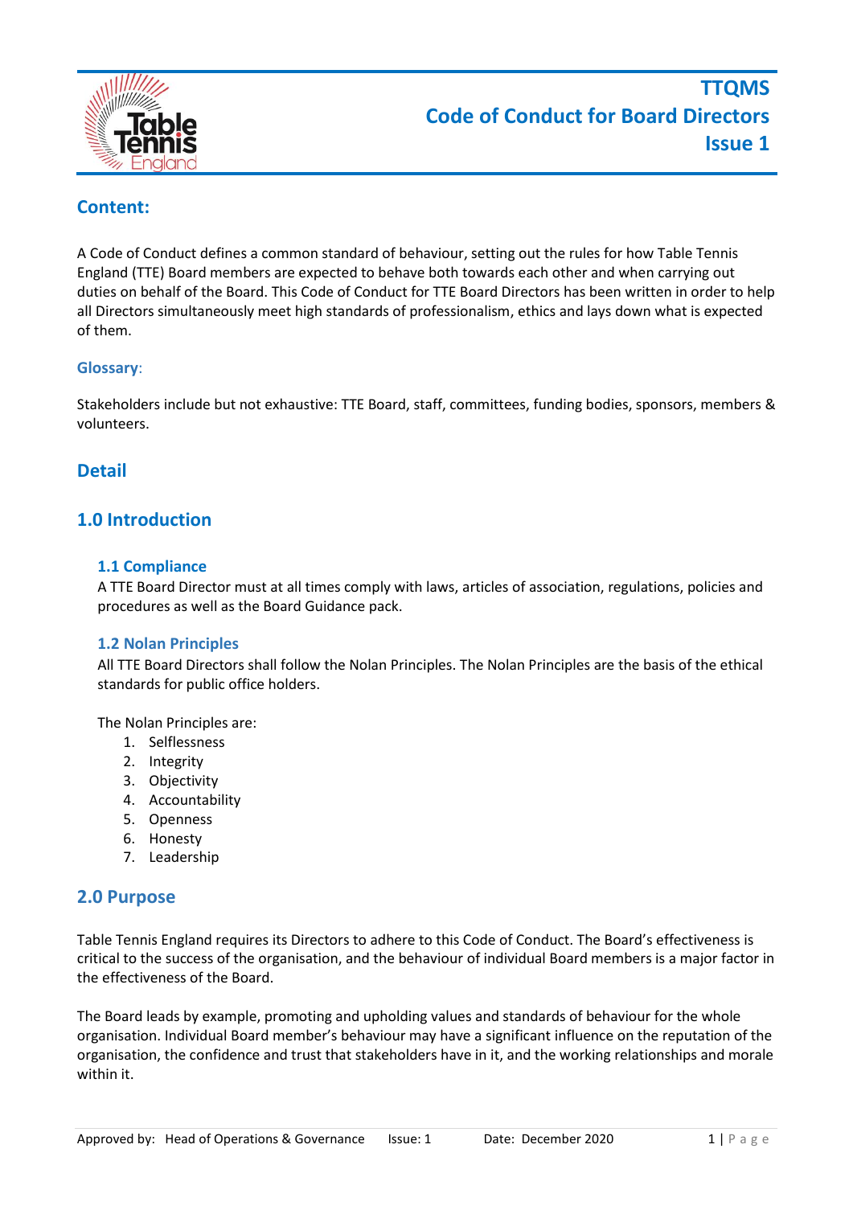# TTQMS
# Code of Conduct for Board Directors
# Issue 1

## Content:

A Code of Conduct defines a common standard of behaviour, setting out the rules for how Table Tennis England (TTE) Board members are expected to behave both towards each other and when carrying out duties on behalf of the Board. This Code of Conduct for TTE Board Directors has been written in order to help all Directors simultaneously meet high standards of professionalism, ethics and lays down what is expected of them.

### Glossary:

Stakeholders include but not exhaustive: TTE Board, staff, committees, funding bodies, sponsors, members & volunteers.

## Detail

## 1.0 Introduction

### 1.1 Compliance

A TTE Board Director must at all times comply with laws, articles of association, regulations, policies and procedures as well as the Board Guidance pack.

### 1.2 Nolan Principles

All TTE Board Directors shall follow the Nolan Principles. The Nolan Principles are the basis of the ethical standards for public office holders.

The Nolan Principles are:

1. Selflessness
2. Integrity
3. Objectivity
4. Accountability
5. Openness
6. Honesty
7. Leadership

## 2.0 Purpose

Table Tennis England requires its Directors to adhere to this Code of Conduct. The Board's effectiveness is critical to the success of the organisation, and the behaviour of individual Board members is a major factor in the effectiveness of the Board.

The Board leads by example, promoting and upholding values and standards of behaviour for the whole organisation. Individual Board member's behaviour may have a significant influence on the reputation of the organisation, the confidence and trust that stakeholders have in it, and the working relationships and morale within it.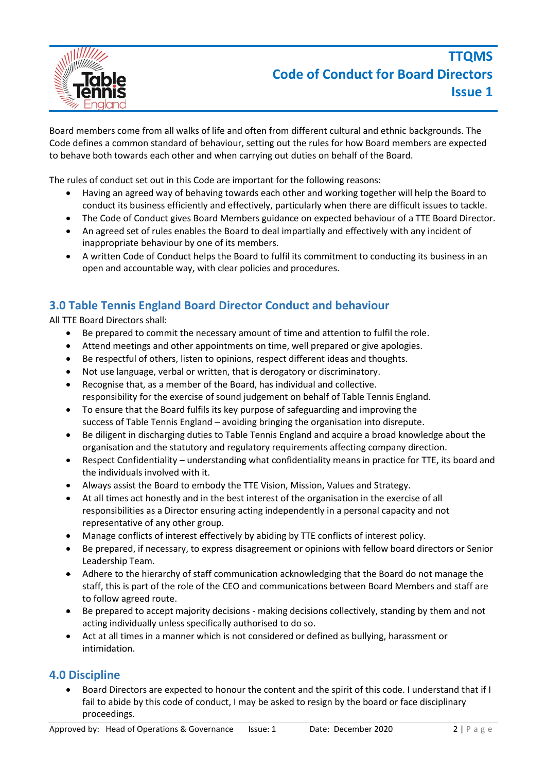Board members come from all walks of life and often from different cultural and ethnic backgrounds. The Code defines a common standard of behaviour, setting out the rules for how Board members are expected to behave both towards each other and when carrying out duties on behalf of the Board.

The rules of conduct set out in this Code are important for the following reasons:

- Having an agreed way of behaving towards each other and working together will help the Board to conduct its business efficiently and effectively, particularly when there are difficult issues to tackle.
- The Code of Conduct gives Board Members guidance on expected behaviour of a TTE Board Director.
- An agreed set of rules enables the Board to deal impartially and effectively with any incident of inappropriate behaviour by one of its members.
- A written Code of Conduct helps the Board to fulfil its commitment to conducting its business in an open and accountable way, with clear policies and procedures.

## 3.0 Table Tennis England Board Director Conduct and behaviour

All TTE Board Directors shall:

- Be prepared to commit the necessary amount of time and attention to fulfil the role.
- Attend meetings and other appointments on time, well prepared or give apologies.
- Be respectful of others, listen to opinions, respect different ideas and thoughts.
- Not use language, verbal or written, that is derogatory or discriminatory.
- Recognise that, as a member of the Board, has individual and collective. responsibility for the exercise of sound judgement on behalf of Table Tennis England.
- To ensure that the Board fulfils its key purpose of safeguarding and improving the success of Table Tennis England – avoiding bringing the organisation into disrepute.
- Be diligent in discharging duties to Table Tennis England and acquire a broad knowledge about the organisation and the statutory and regulatory requirements affecting company direction.
- Respect Confidentiality – understanding what confidentiality means in practice for TTE, its board and the individuals involved with it.
- Always assist the Board to embody the TTE Vision, Mission, Values and Strategy.
- At all times act honestly and in the best interest of the organisation in the exercise of all responsibilities as a Director ensuring acting independently in a personal capacity and not representative of any other group.
- Manage conflicts of interest effectively by abiding by TTE conflicts of interest policy.
- Be prepared, if necessary, to express disagreement or opinions with fellow board directors or Senior Leadership Team.
- Adhere to the hierarchy of staff communication acknowledging that the Board do not manage the staff, this is part of the role of the CEO and communications between Board Members and staff are to follow agreed route.
- Be prepared to accept majority decisions - making decisions collectively, standing by them and not acting individually unless specifically authorised to do so.
- Act at all times in a manner which is not considered or defined as bullying, harassment or intimidation.

## 4.0 Discipline

- Board Directors are expected to honour the content and the spirit of this code. I understand that if I fail to abide by this code of conduct, I may be asked to resign by the board or face disciplinary proceedings.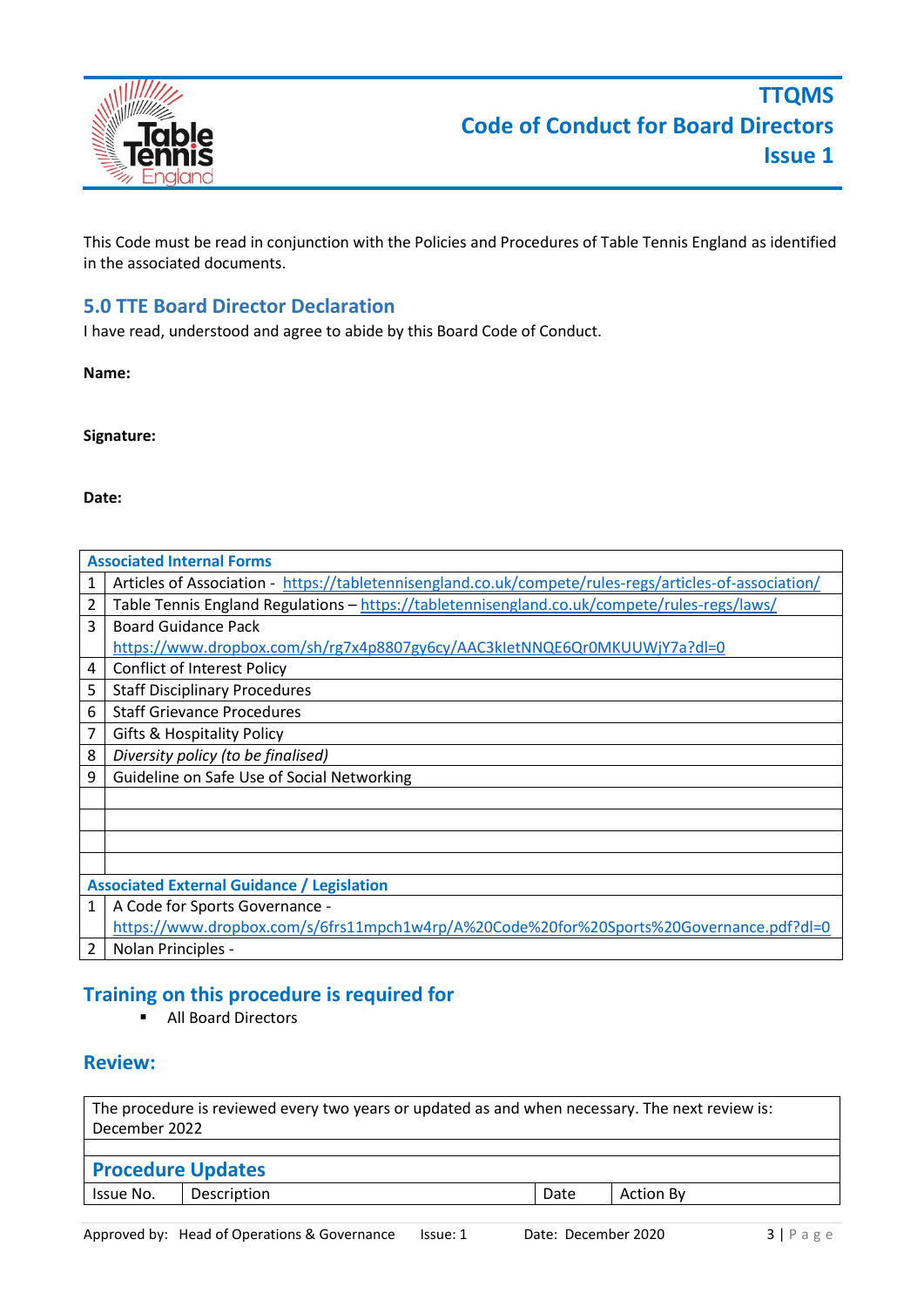This Code must be read in conjunction with the Policies and Procedures of Table Tennis England as identified in the associated documents.

## 5.0 TTE Board Director Declaration

I have read, understood and agree to abide by this Board Code of Conduct.

**Name:**

**Signature:**

**Date:**

| Associated Internal Forms | |
|---|---|
| 1 | Articles of Association - https://tabletennisengland.co.uk/compete/rules-regs/articles-of-association/ |
| 2 | Table Tennis England Regulations – https://tabletennisengland.co.uk/compete/rules-regs/laws/ |
| 3 | Board Guidance Pack https://www.dropbox.com/sh/rg7x4p8807gy6cy/AAC3kIetNNQE6Qr0MKUUWjY7a?dl=0 |
| 4 | Conflict of Interest Policy |
| 5 | Staff Disciplinary Procedures |
| 6 | Staff Grievance Procedures |
| 7 | Gifts & Hospitality Policy |
| 8 | *Diversity policy (to be finalised)* |
| 9 | Guideline on Safe Use of Social Networking |
| | |
| | |
| | |
| | |
| **Associated External Guidance / Legislation** | |
| 1 | A Code for Sports Governance - https://www.dropbox.com/s/6frs11mpch1w4rp/A%20Code%20for%20Sports%20Governance.pdf?dl=0 |
| 2 | Nolan Principles - |

## Training on this procedure is required for

- All Board Directors

## Review:

| The procedure is reviewed every two years or updated as and when necessary. The next review is: December 2022 | | | |
|---|---|---|---|
| | | | |
| **Procedure Updates** | | | |
| Issue No. | Description | Date | Action By |

Approved by: Head of Operations & Governance Issue: 1 Date: December 2020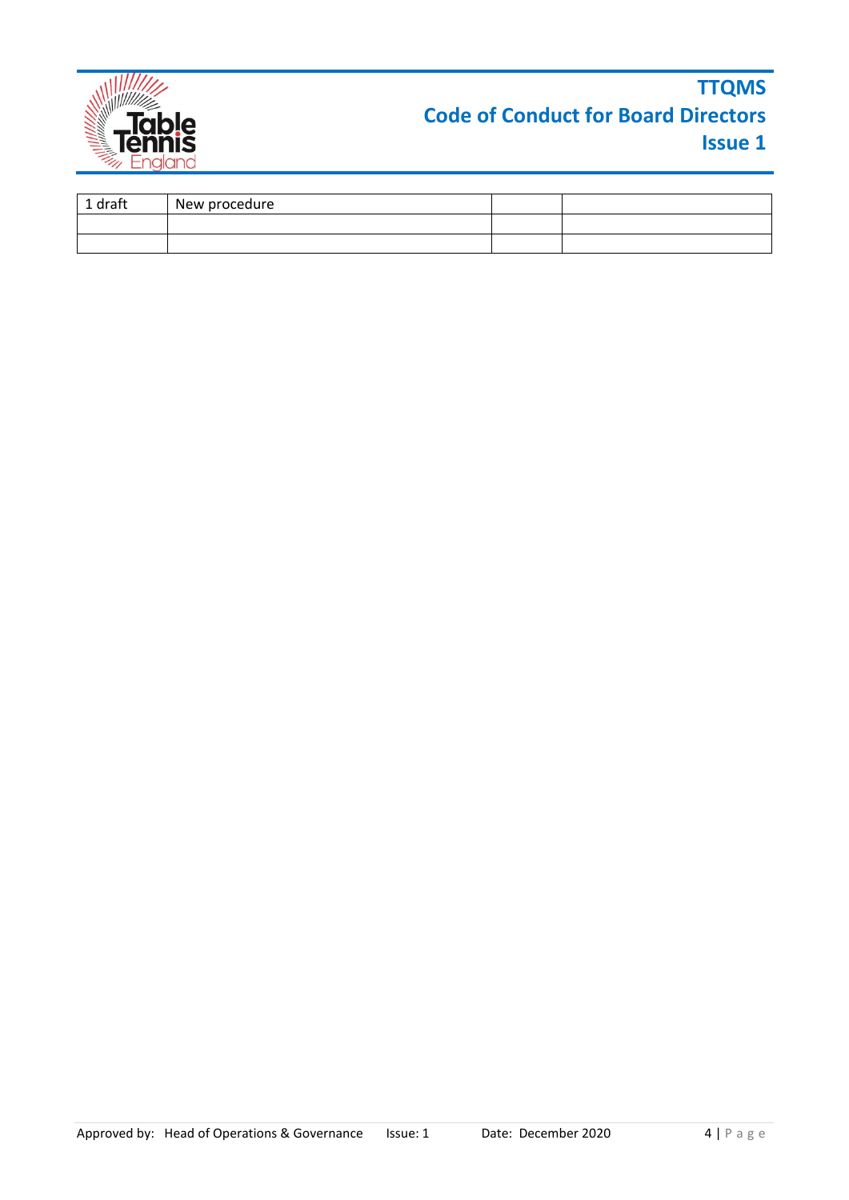| | | | |
|---|---|---|---|
| 1 draft | New procedure | | |
| | | | |
| | | | |